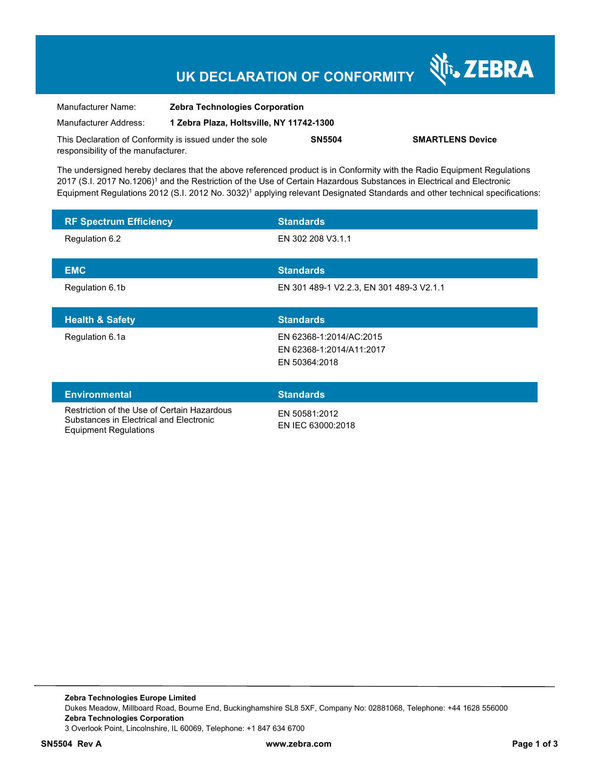# UK DECLARATION OF CONFORMITY

ZEBRA

Manufacturer Name: **Zebra Technologies Corporation**

Manufacturer Address: **1 Zebra Plaza, Holtsville, NY 11742-1300**

This Declaration of Conformity is issued under the sole responsibility of the manufacturer. **SN5504** **SMARTLENS Device**

The undersigned hereby declares that the above referenced product is in Conformity with the Radio Equipment Regulations 2017 (S.I. 2017 No.1206)[1] and the Restriction of the Use of Certain Hazardous Substances in Electrical and Electronic Equipment Regulations 2012 (S.I. 2012 No. 3032)[1] applying relevant Designated Standards and other technical specifications:

| RF Spectrum Efficiency | Standards |
| --- | --- |
| Regulation 6.2 | EN 302 208 V3.1.1 |

| EMC | Standards |
| --- | --- |
| Regulation 6.1b | EN 301 489-1 V2.2.3, EN 301 489-3 V2.1.1 |

| Health & Safety | Standards |
| --- | --- |
| Regulation 6.1a | EN 62368-1:2014/AC:2015<br>EN 62368-1:2014/A11:2017<br>EN 50364:2018 |

| Environmental | Standards |
| --- | --- |
| Restriction of the Use of Certain Hazardous Substances in Electrical and Electronic Equipment Regulations | EN 50581:2012<br>EN IEC 63000:2018 |

**Zebra Technologies Europe Limited**
Dukes Meadow, Millboard Road, Bourne End, Buckinghamshire SL8 5XF, Company No: 02881068, Telephone: +44 1628 556000
**Zebra Technologies Corporation**
3 Overlook Point, Lincolnshire, IL 60069, Telephone: +1 847 634 6700

**SN5504 Rev A** **www.zebra.com**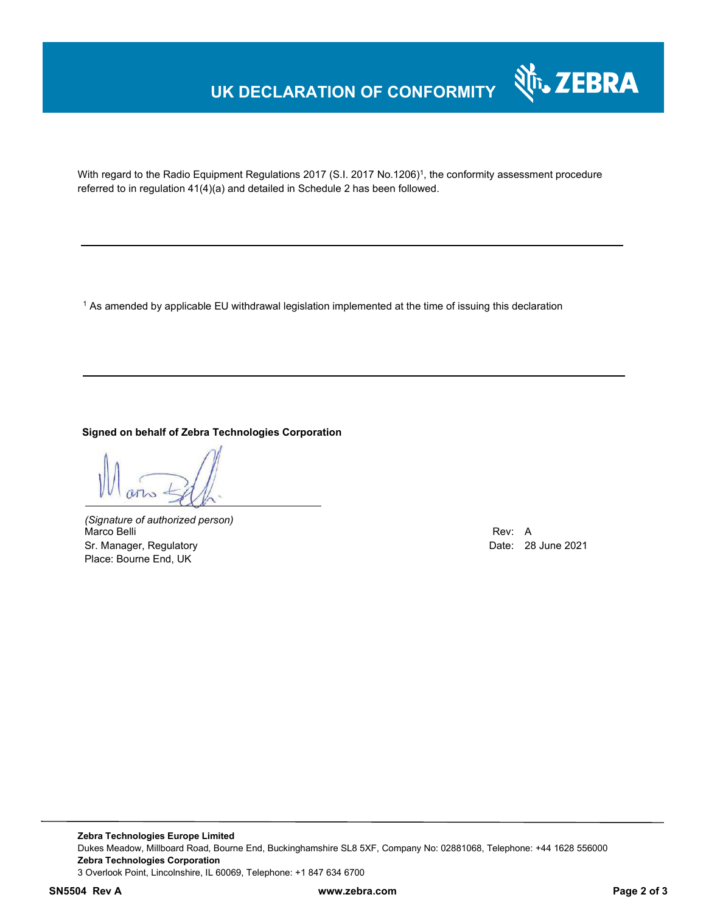# UK DECLARATION OF CONFORMITY

With regard to the Radio Equipment Regulations 2017 (S.I. 2017 No.1206)[1], the conformity assessment procedure referred to in regulation 41(4)(a) and detailed in Schedule 2 has been followed.

---

[1] As amended by applicable EU withdrawal legislation implemented at the time of issuing this declaration

---

**Signed on behalf of Zebra Technologies Corporation**

*(Signature of authorized person)*
Marco Belli
Sr. Manager, Regulatory
Place: Bourne End, UK

Rev: A
Date: 28 June 2021

---

**Zebra Technologies Europe Limited**
Dukes Meadow, Millboard Road, Bourne End, Buckinghamshire SL8 5XF, Company No: 02881068, Telephone: +44 1628 556000
**Zebra Technologies Corporation**
3 Overlook Point, Lincolnshire, IL 60069, Telephone: +1 847 634 6700

**SN5504 Rev A** **www.zebra.com**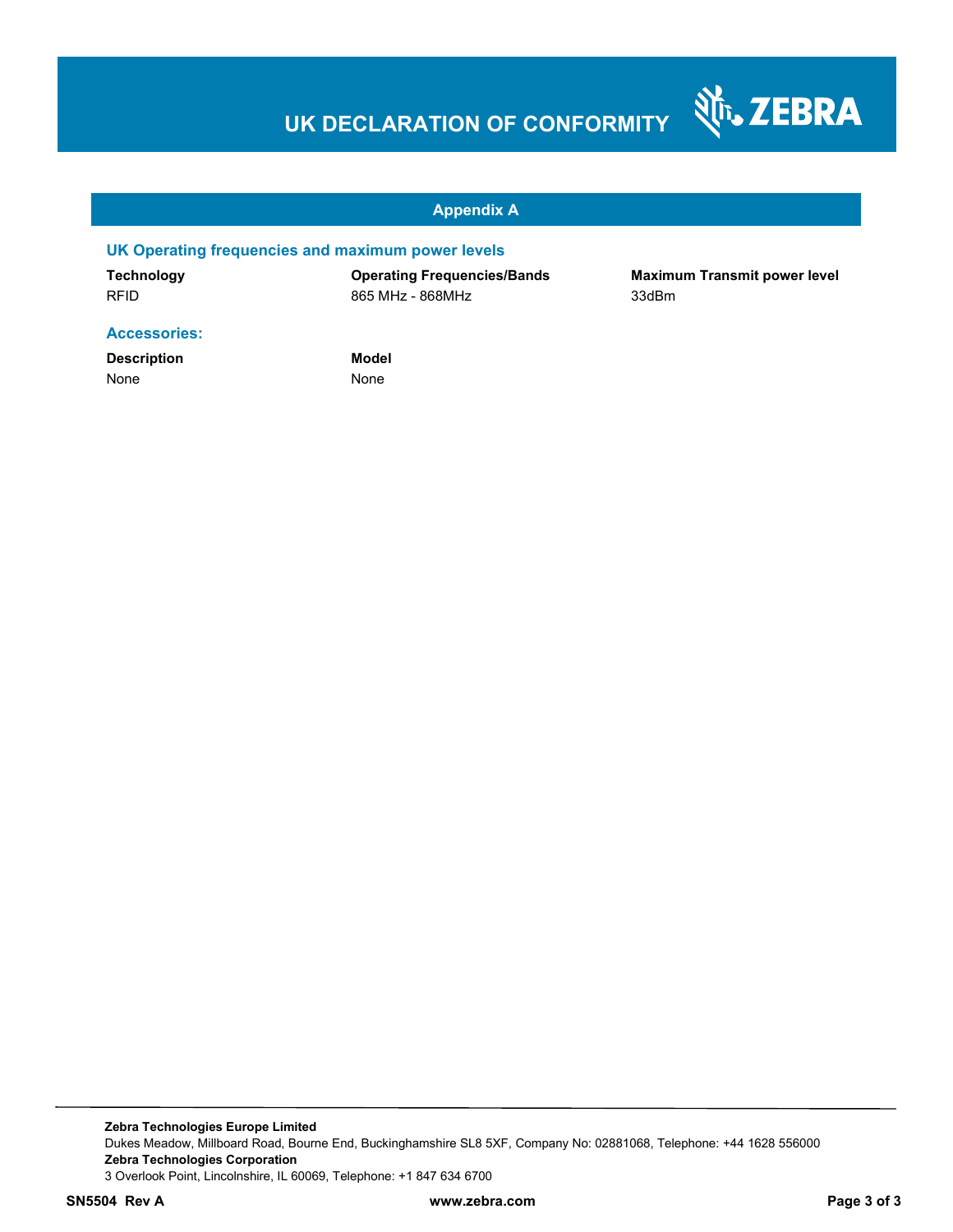# UK DECLARATION OF CONFORMITY

## Appendix A

### UK Operating frequencies and maximum power levels

| Technology | Operating Frequencies/Bands | Maximum Transmit power level |
|---|---|---|
| RFID | 865 MHz - 868MHz | 33dBm |

### Accessories:

| Description | Model |
|---|---|
| None | None |

**Zebra Technologies Europe Limited**
Dukes Meadow, Millboard Road, Bourne End, Buckinghamshire SL8 5XF, Company No: 02881068, Telephone: +44 1628 556000
**Zebra Technologies Corporation**
3 Overlook Point, Lincolnshire, IL 60069, Telephone: +1 847 634 6700

**SN5504 Rev A** **www.zebra.com**